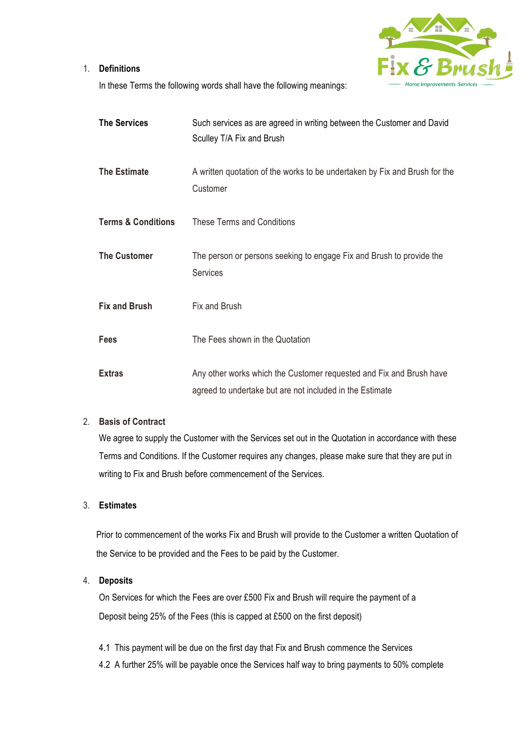## 1. Definitions

In these Terms the following words shall have the following meanings:

| | |
|---|---|
| **The Services** | Such services as are agreed in writing between the Customer and David Sculley T/A Fix and Brush |
| **The Estimate** | A written quotation of the works to be undertaken by Fix and Brush for the Customer |
| **Terms & Conditions** | These Terms and Conditions |
| **The Customer** | The person or persons seeking to engage Fix and Brush to provide the Services |
| **Fix and Brush** | Fix and Brush |
| **Fees** | The Fees shown in the Quotation |
| **Extras** | Any other works which the Customer requested and Fix and Brush have agreed to undertake but are not included in the Estimate |

## 2. Basis of Contract

We agree to supply the Customer with the Services set out in the Quotation in accordance with these Terms and Conditions. If the Customer requires any changes, please make sure that they are put in writing to Fix and Brush before commencement of the Services.

## 3. Estimates

Prior to commencement of the works Fix and Brush will provide to the Customer a written Quotation of the Service to be provided and the Fees to be paid by the Customer.

## 4. Deposits

On Services for which the Fees are over £500 Fix and Brush will require the payment of a Deposit being 25% of the Fees (this is capped at £500 on the first deposit)

4.1 This payment will be due on the first day that Fix and Brush commence the Services

4.2 A further 25% will be payable once the Services half way to bring payments to 50% complete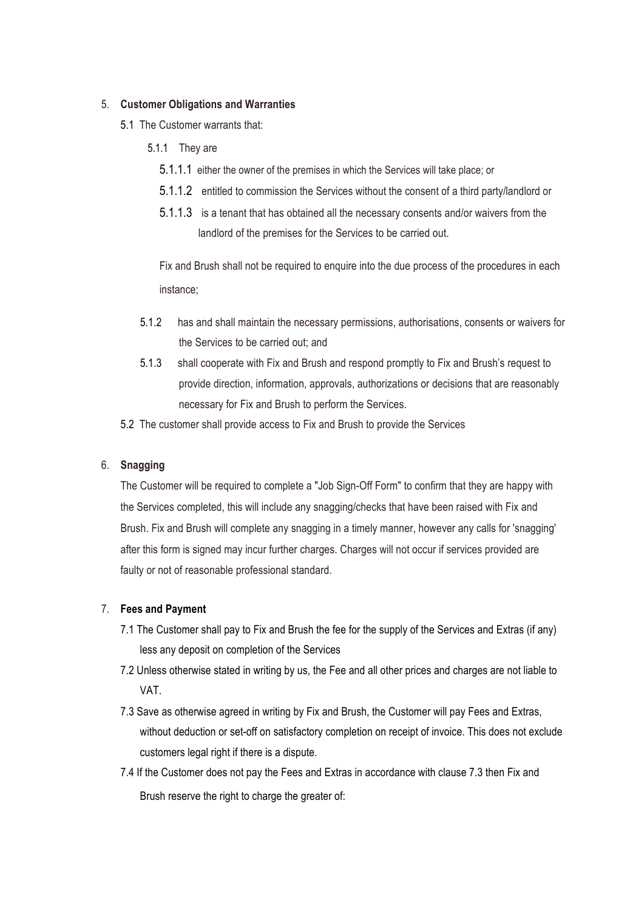5. **Customer Obligations and Warranties**

   5.1 The Customer warrants that:

   5.1.1 They are

   5.1.1.1 either the owner of the premises in which the Services will take place; or

   5.1.1.2 entitled to commission the Services without the consent of a third party/landlord or

   5.1.1.3 is a tenant that has obtained all the necessary consents and/or waivers from the landlord of the premises for the Services to be carried out.

   Fix and Brush shall not be required to enquire into the due process of the procedures in each instance;

   5.1.2 has and shall maintain the necessary permissions, authorisations, consents or waivers for the Services to be carried out; and

   5.1.3 shall cooperate with Fix and Brush and respond promptly to Fix and Brush's request to provide direction, information, approvals, authorizations or decisions that are reasonably necessary for Fix and Brush to perform the Services.

   5.2 The customer shall provide access to Fix and Brush to provide the Services

6. **Snagging**

   The Customer will be required to complete a "Job Sign-Off Form" to confirm that they are happy with the Services completed, this will include any snagging/checks that have been raised with Fix and Brush. Fix and Brush will complete any snagging in a timely manner, however any calls for 'snagging' after this form is signed may incur further charges. Charges will not occur if services provided are faulty or not of reasonable professional standard.

7. **Fees and Payment**

   7.1 The Customer shall pay to Fix and Brush the fee for the supply of the Services and Extras (if any) less any deposit on completion of the Services

   7.2 Unless otherwise stated in writing by us, the Fee and all other prices and charges are not liable to VAT.

   7.3 Save as otherwise agreed in writing by Fix and Brush, the Customer will pay Fees and Extras, without deduction or set-off on satisfactory completion on receipt of invoice. This does not exclude customers legal right if there is a dispute.

   7.4 If the Customer does not pay the Fees and Extras in accordance with clause 7.3 then Fix and Brush reserve the right to charge the greater of: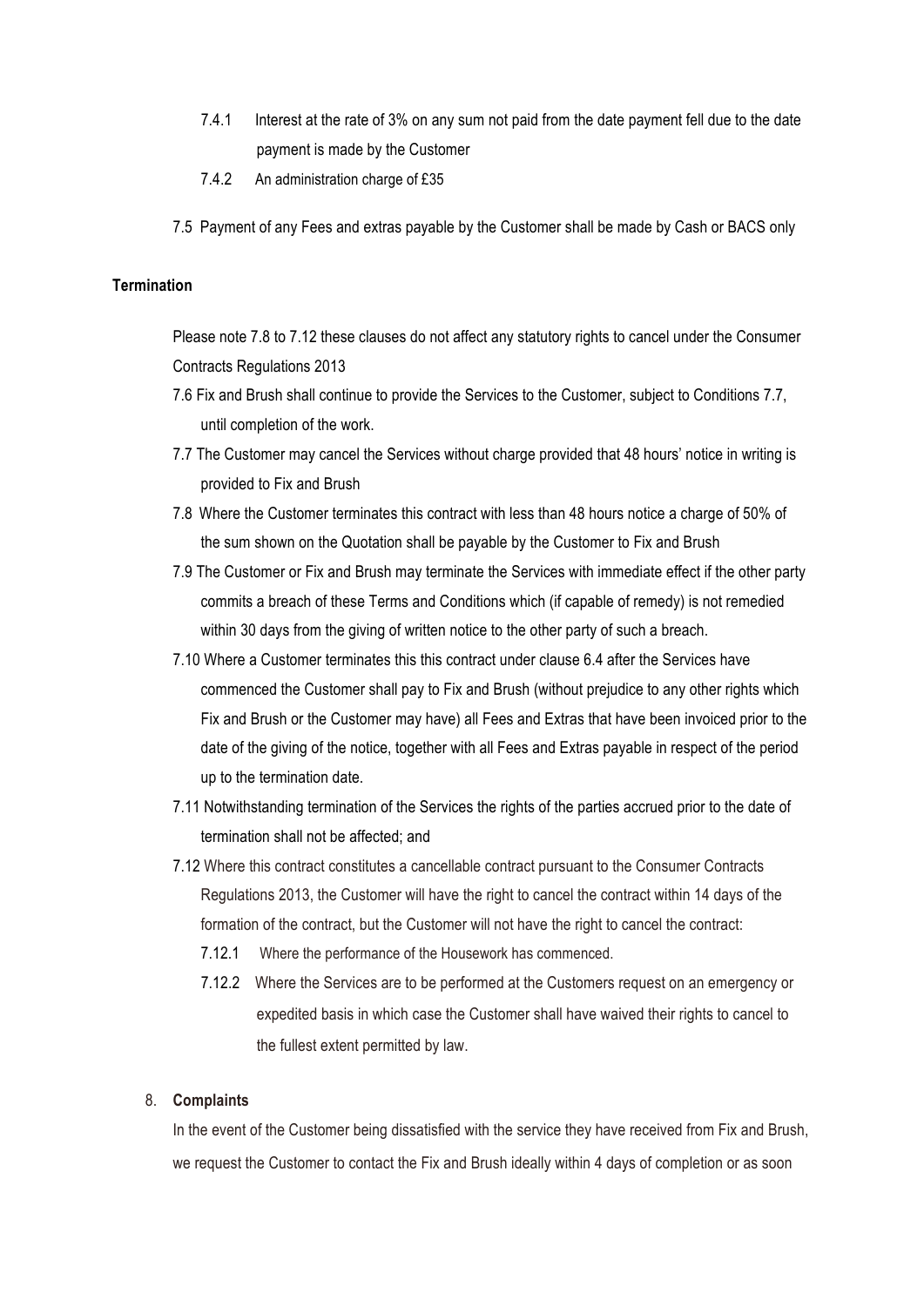- 7.4.1 Interest at the rate of 3% on any sum not paid from the date payment fell due to the date payment is made by the Customer
- 7.4.2 An administration charge of £35

7.5 Payment of any Fees and extras payable by the Customer shall be made by Cash or BACS only

**Termination**

Please note 7.8 to 7.12 these clauses do not affect any statutory rights to cancel under the Consumer Contracts Regulations 2013

7.6 Fix and Brush shall continue to provide the Services to the Customer, subject to Conditions 7.7, until completion of the work.

7.7 The Customer may cancel the Services without charge provided that 48 hours' notice in writing is provided to Fix and Brush

7.8 Where the Customer terminates this contract with less than 48 hours notice a charge of 50% of the sum shown on the Quotation shall be payable by the Customer to Fix and Brush

7.9 The Customer or Fix and Brush may terminate the Services with immediate effect if the other party commits a breach of these Terms and Conditions which (if capable of remedy) is not remedied within 30 days from the giving of written notice to the other party of such a breach.

7.10 Where a Customer terminates this this contract under clause 6.4 after the Services have commenced the Customer shall pay to Fix and Brush (without prejudice to any other rights which Fix and Brush or the Customer may have) all Fees and Extras that have been invoiced prior to the date of the giving of the notice, together with all Fees and Extras payable in respect of the period up to the termination date.

7.11 Notwithstanding termination of the Services the rights of the parties accrued prior to the date of termination shall not be affected; and

7.12 Where this contract constitutes a cancellable contract pursuant to the Consumer Contracts Regulations 2013, the Customer will have the right to cancel the contract within 14 days of the formation of the contract, but the Customer will not have the right to cancel the contract:

- 7.12.1 Where the performance of the Housework has commenced.
- 7.12.2 Where the Services are to be performed at the Customers request on an emergency or expedited basis in which case the Customer shall have waived their rights to cancel to the fullest extent permitted by law.

8. **Complaints**

In the event of the Customer being dissatisfied with the service they have received from Fix and Brush, we request the Customer to contact the Fix and Brush ideally within 4 days of completion or as soon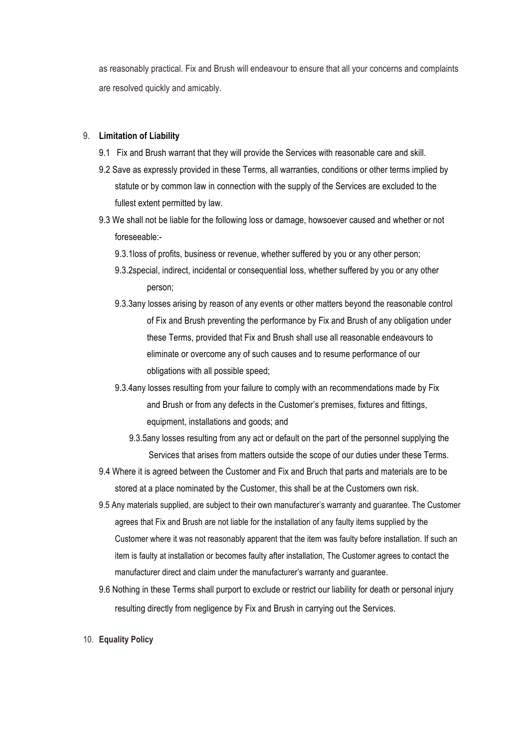as reasonably practical. Fix and Brush will endeavour to ensure that all your concerns and complaints are resolved quickly and amicably.

9. **Limitation of Liability**

   9.1 Fix and Brush warrant that they will provide the Services with reasonable care and skill.

   9.2 Save as expressly provided in these Terms, all warranties, conditions or other terms implied by statute or by common law in connection with the supply of the Services are excluded to the fullest extent permitted by law.

   9.3 We shall not be liable for the following loss or damage, howsoever caused and whether or not foreseeable:-

   9.3.1loss of profits, business or revenue, whether suffered by you or any other person;

   9.3.2special, indirect, incidental or consequential loss, whether suffered by you or any other person;

   9.3.3any losses arising by reason of any events or other matters beyond the reasonable control of Fix and Brush preventing the performance by Fix and Brush of any obligation under these Terms, provided that Fix and Brush shall use all reasonable endeavours to eliminate or overcome any of such causes and to resume performance of our obligations with all possible speed;

   9.3.4any losses resulting from your failure to comply with an recommendations made by Fix and Brush or from any defects in the Customer's premises, fixtures and fittings, equipment, installations and goods; and

   9.3.5any losses resulting from any act or default on the part of the personnel supplying the Services that arises from matters outside the scope of our duties under these Terms.

   9.4 Where it is agreed between the Customer and Fix and Bruch that parts and materials are to be stored at a place nominated by the Customer, this shall be at the Customers own risk.

   9.5 Any materials supplied, are subject to their own manufacturer's warranty and guarantee. The Customer agrees that Fix and Brush are not liable for the installation of any faulty items supplied by the Customer where it was not reasonably apparent that the item was faulty before installation. If such an item is faulty at installation or becomes faulty after installation, The Customer agrees to contact the manufacturer direct and claim under the manufacturer's warranty and guarantee.

   9.6 Nothing in these Terms shall purport to exclude or restrict our liability for death or personal injury resulting directly from negligence by Fix and Brush in carrying out the Services.

10. **Equality Policy**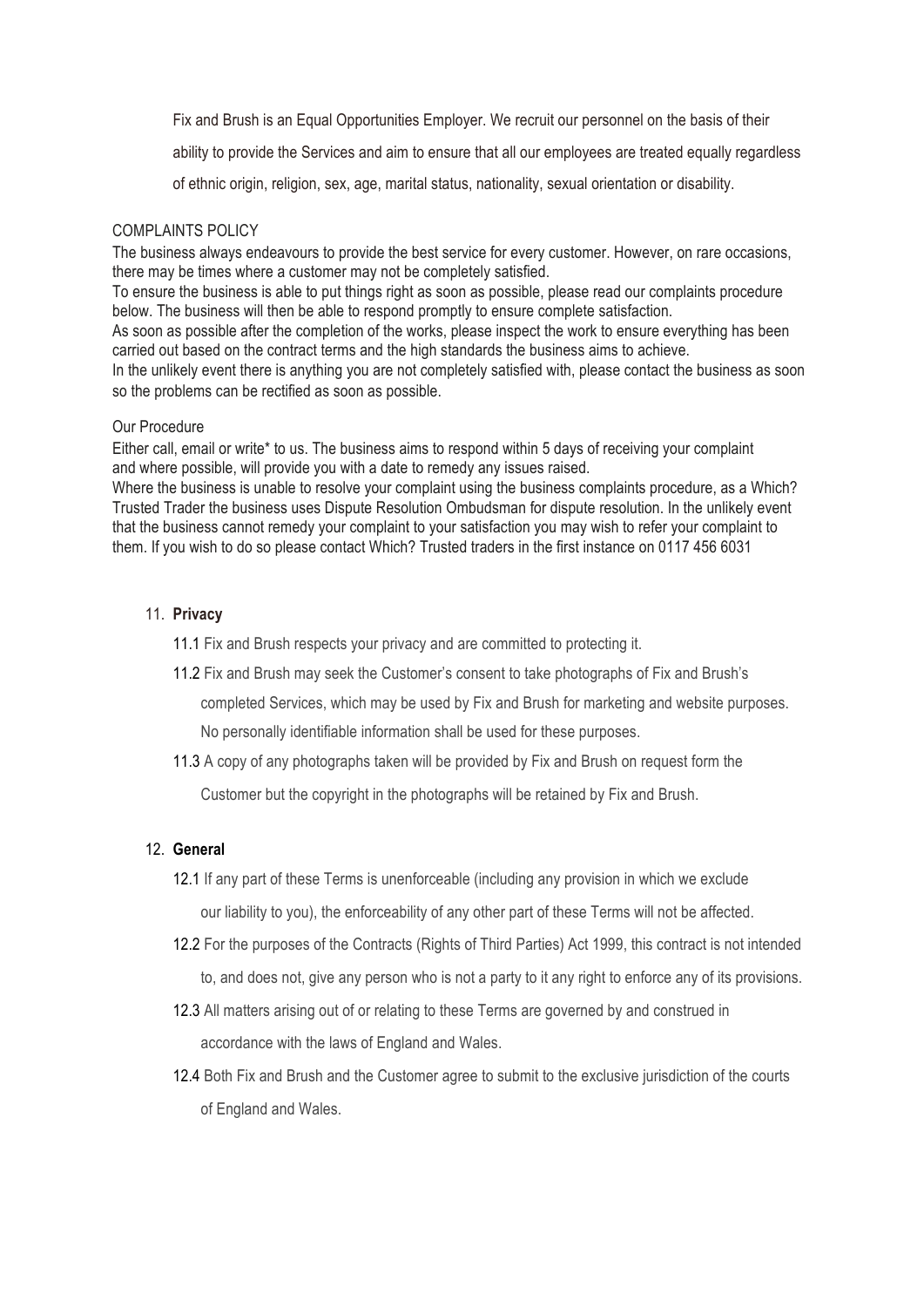Fix and Brush is an Equal Opportunities Employer. We recruit our personnel on the basis of their ability to provide the Services and aim to ensure that all our employees are treated equally regardless of ethnic origin, religion, sex, age, marital status, nationality, sexual orientation or disability.

COMPLAINTS POLICY

The business always endeavours to provide the best service for every customer. However, on rare occasions, there may be times where a customer may not be completely satisfied.

To ensure the business is able to put things right as soon as possible, please read our complaints procedure below. The business will then be able to respond promptly to ensure complete satisfaction.

As soon as possible after the completion of the works, please inspect the work to ensure everything has been carried out based on the contract terms and the high standards the business aims to achieve.

In the unlikely event there is anything you are not completely satisfied with, please contact the business as soon so the problems can be rectified as soon as possible.

Our Procedure

Either call, email or write* to us. The business aims to respond within 5 days of receiving your complaint and where possible, will provide you with a date to remedy any issues raised.

Where the business is unable to resolve your complaint using the business complaints procedure, as a Which? Trusted Trader the business uses Dispute Resolution Ombudsman for dispute resolution. In the unlikely event that the business cannot remedy your complaint to your satisfaction you may wish to refer your complaint to them. If you wish to do so please contact Which? Trusted traders in the first instance on 0117 456 6031

11. **Privacy**

    11.1 Fix and Brush respects your privacy and are committed to protecting it.

    11.2 Fix and Brush may seek the Customer's consent to take photographs of Fix and Brush's completed Services, which may be used by Fix and Brush for marketing and website purposes. No personally identifiable information shall be used for these purposes.

    11.3 A copy of any photographs taken will be provided by Fix and Brush on request form the Customer but the copyright in the photographs will be retained by Fix and Brush.

12. **General**

    12.1 If any part of these Terms is unenforceable (including any provision in which we exclude our liability to you), the enforceability of any other part of these Terms will not be affected.

    12.2 For the purposes of the Contracts (Rights of Third Parties) Act 1999, this contract is not intended to, and does not, give any person who is not a party to it any right to enforce any of its provisions.

    12.3 All matters arising out of or relating to these Terms are governed by and construed in accordance with the laws of England and Wales.

    12.4 Both Fix and Brush and the Customer agree to submit to the exclusive jurisdiction of the courts of England and Wales.